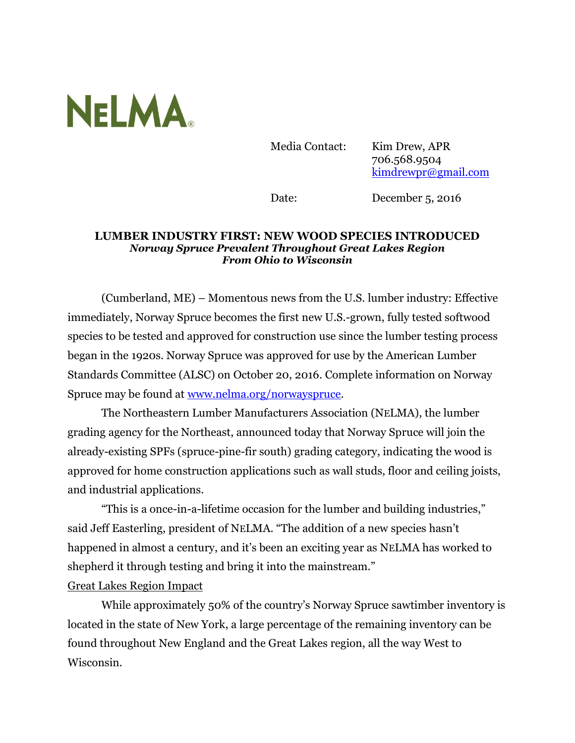NELMA®

Media Contact: Kim Drew, APR
706.568.9504
kimdrewpr@gmail.com

Date: December 5, 2016

**LUMBER INDUSTRY FIRST: NEW WOOD SPECIES INTRODUCED**
***Norway Spruce Prevalent Throughout Great Lakes Region***
***From Ohio to Wisconsin***

(Cumberland, ME) – Momentous news from the U.S. lumber industry: Effective immediately, Norway Spruce becomes the first new U.S.-grown, fully tested softwood species to be tested and approved for construction use since the lumber testing process began in the 1920s. Norway Spruce was approved for use by the American Lumber Standards Committee (ALSC) on October 20, 2016. Complete information on Norway Spruce may be found at [www.nelma.org/norwayspruce](http://www.nelma.org/norwayspruce).

The Northeastern Lumber Manufacturers Association (NELMA), the lumber grading agency for the Northeast, announced today that Norway Spruce will join the already-existing SPFs (spruce-pine-fir south) grading category, indicating the wood is approved for home construction applications such as wall studs, floor and ceiling joists, and industrial applications.

"This is a once-in-a-lifetime occasion for the lumber and building industries," said Jeff Easterling, president of NELMA. "The addition of a new species hasn't happened in almost a century, and it's been an exciting year as NELMA has worked to shepherd it through testing and bring it into the mainstream."

Great Lakes Region Impact

While approximately 50% of the country's Norway Spruce sawtimber inventory is located in the state of New York, a large percentage of the remaining inventory can be found throughout New England and the Great Lakes region, all the way West to Wisconsin.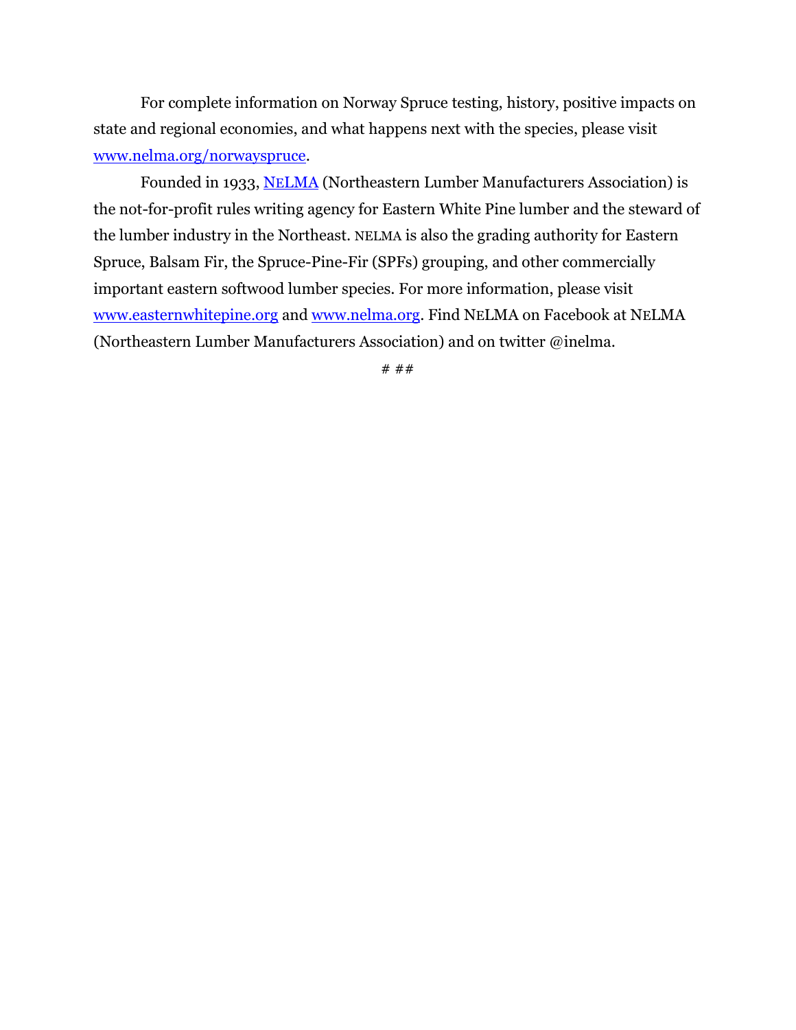For complete information on Norway Spruce testing, history, positive impacts on state and regional economies, and what happens next with the species, please visit [www.nelma.org/norwayspruce](http://www.nelma.org/norwayspruce).

Founded in 1933, [NELMA](http://www.nelma.org) (Northeastern Lumber Manufacturers Association) is the not-for-profit rules writing agency for Eastern White Pine lumber and the steward of the lumber industry in the Northeast. NELMA is also the grading authority for Eastern Spruce, Balsam Fir, the Spruce-Pine-Fir (SPFs) grouping, and other commercially important eastern softwood lumber species. For more information, please visit [www.easternwhitepine.org](http://www.easternwhitepine.org) and [www.nelma.org](http://www.nelma.org). Find NELMA on Facebook at NELMA (Northeastern Lumber Manufacturers Association) and on twitter @inelma.

# ##